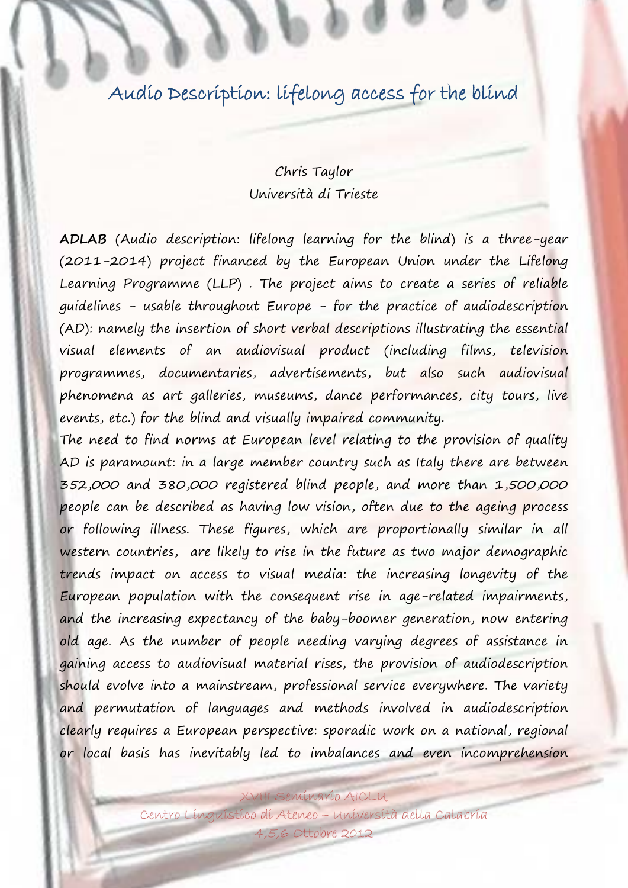# Audio Description: lifelong access for the blind

Chris Taylor
Università di Trieste

**ADLAB** (Audio description: lifelong learning for the blind) is a three-year (2011-2014) project financed by the European Union under the Lifelong Learning Programme (LLP) . The project aims to create a series of reliable guidelines - usable throughout Europe - for the practice of audiodescription (AD): namely the insertion of short verbal descriptions illustrating the essential visual elements of an audiovisual product (including films, television programmes, documentaries, advertisements, but also such audiovisual phenomena as art galleries, museums, dance performances, city tours, live events, etc.) for the blind and visually impaired community.

The need to find norms at European level relating to the provision of quality AD is paramount: in a large member country such as Italy there are between 352,000 and 380,000 registered blind people, and more than 1,500,000 people can be described as having low vision, often due to the ageing process or following illness. These figures, which are proportionally similar in all western countries, are likely to rise in the future as two major demographic trends impact on access to visual media: the increasing longevity of the European population with the consequent rise in age-related impairments, and the increasing expectancy of the baby-boomer generation, now entering old age. As the number of people needing varying degrees of assistance in gaining access to audiovisual material rises, the provision of audiodescription should evolve into a mainstream, professional service everywhere. The variety and permutation of languages and methods involved in audiodescription clearly requires a European perspective: sporadic work on a national, regional or local basis has inevitably led to imbalances and even incomprehension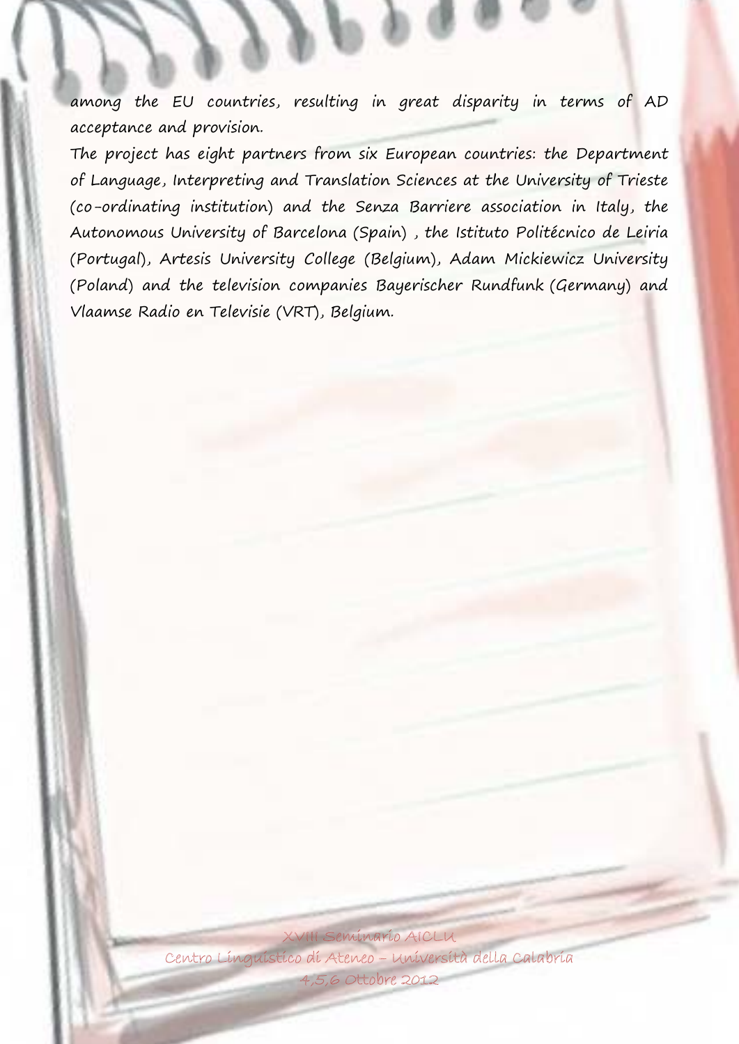among the EU countries, resulting in great disparity in terms of AD acceptance and provision.

The project has eight partners from six European countries: the Department of Language, Interpreting and Translation Sciences at the University of Trieste (co-ordinating institution) and the Senza Barriere association in Italy, the Autonomous University of Barcelona (Spain) , the Istituto Politécnico de Leiria (Portugal), Artesis University College (Belgium), Adam Mickiewicz University (Poland) and the television companies Bayerischer Rundfunk (Germany) and Vlaamse Radio en Televisie (VRT), Belgium.